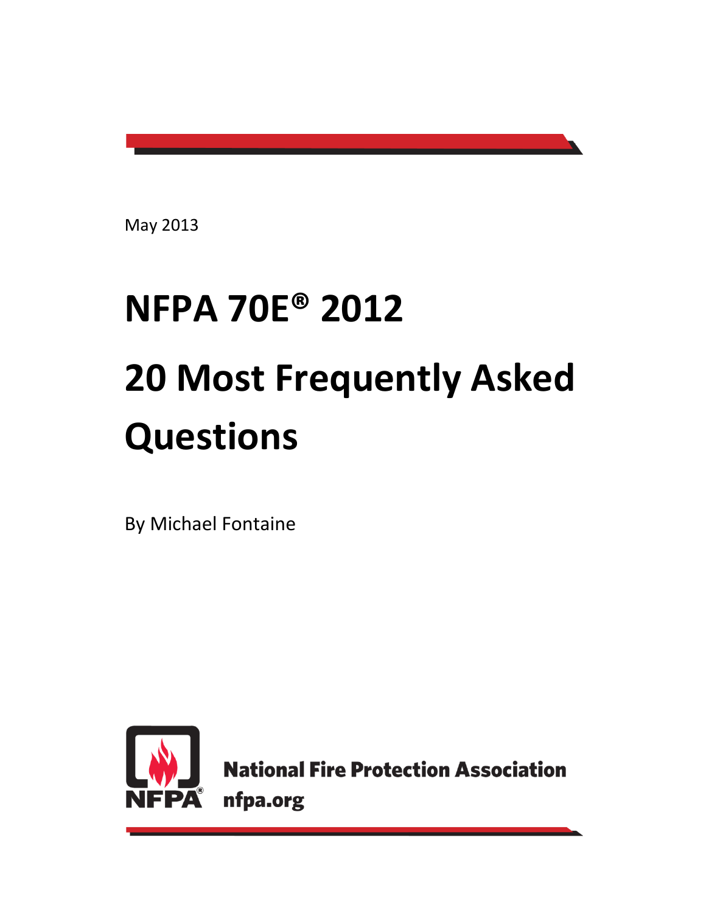May 2013

# NFPA 70E® 2012

# 20 Most Frequently Asked Questions

By Michael Fontaine

National Fire Protection Association
nfpa.org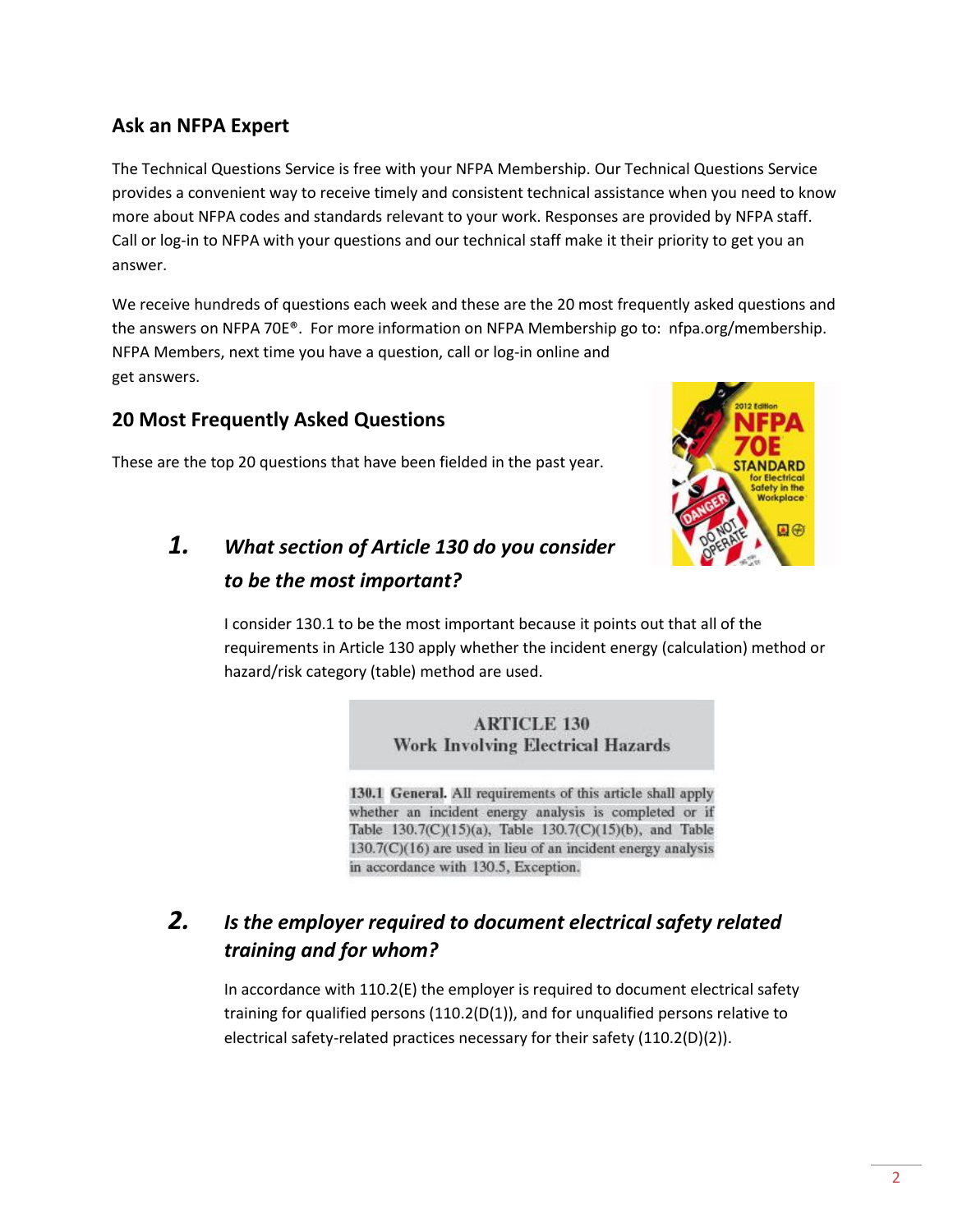## Ask an NFPA Expert

The Technical Questions Service is free with your NFPA Membership. Our Technical Questions Service provides a convenient way to receive timely and consistent technical assistance when you need to know more about NFPA codes and standards relevant to your work. Responses are provided by NFPA staff. Call or log-in to NFPA with your questions and our technical staff make it their priority to get you an answer.

We receive hundreds of questions each week and these are the 20 most frequently asked questions and the answers on NFPA 70E®. For more information on NFPA Membership go to: nfpa.org/membership. NFPA Members, next time you have a question, call or log-in online and get answers.

## 20 Most Frequently Asked Questions

These are the top 20 questions that have been fielded in the past year.

### 1. *What section of Article 130 do you consider to be the most important?*

I consider 130.1 to be the most important because it points out that all of the requirements in Article 130 apply whether the incident energy (calculation) method or hazard/risk category (table) method are used.

> **ARTICLE 130**
> **Work Involving Electrical Hazards**
>
> **130.1 General.** All requirements of this article shall apply whether an incident energy analysis is completed or if Table 130.7(C)(15)(a), Table 130.7(C)(15)(b), and Table 130.7(C)(16) are used in lieu of an incident energy analysis in accordance with 130.5, Exception.

### 2. *Is the employer required to document electrical safety related training and for whom?*

In accordance with 110.2(E) the employer is required to document electrical safety training for qualified persons (110.2(D(1)), and for unqualified persons relative to electrical safety-related practices necessary for their safety (110.2(D)(2)).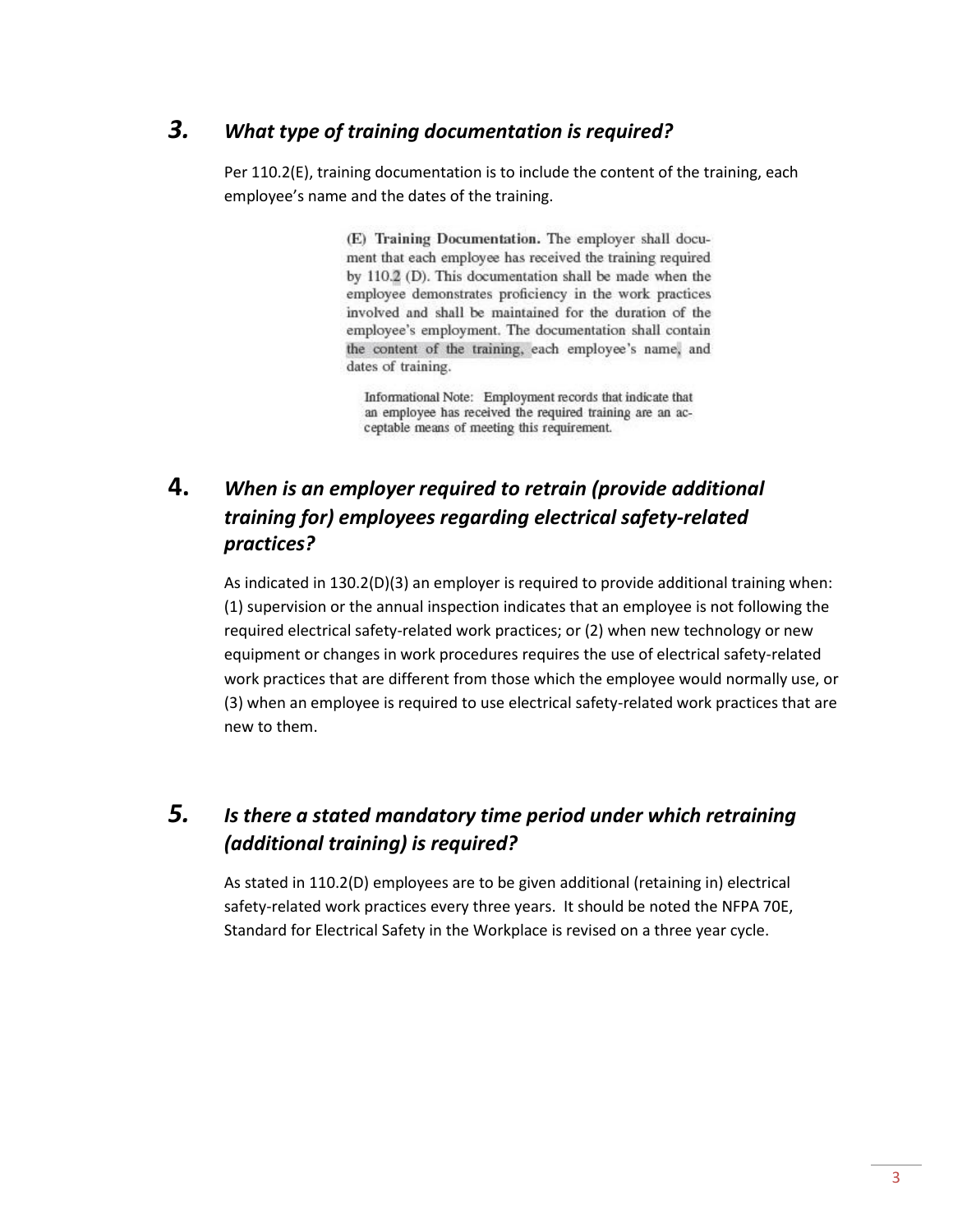## *3. What type of training documentation is required?*

Per 110.2(E), training documentation is to include the content of the training, each employee's name and the dates of the training.

> **(E) Training Documentation.** The employer shall document that each employee has received the training required by 110.2 (D). This documentation shall be made when the employee demonstrates proficiency in the work practices involved and shall be maintained for the duration of the employee's employment. The documentation shall contain the content of the training, each employee's name, and dates of training.
>
> Informational Note: Employment records that indicate that an employee has received the required training are an acceptable means of meeting this requirement.

## *4. When is an employer required to retrain (provide additional training for) employees regarding electrical safety-related practices?*

As indicated in 130.2(D)(3) an employer is required to provide additional training when: (1) supervision or the annual inspection indicates that an employee is not following the required electrical safety-related work practices; or (2) when new technology or new equipment or changes in work procedures requires the use of electrical safety-related work practices that are different from those which the employee would normally use, or (3) when an employee is required to use electrical safety-related work practices that are new to them.

## *5. Is there a stated mandatory time period under which retraining (additional training) is required?*

As stated in 110.2(D) employees are to be given additional (retaining in) electrical safety-related work practices every three years. It should be noted the NFPA 70E, Standard for Electrical Safety in the Workplace is revised on a three year cycle.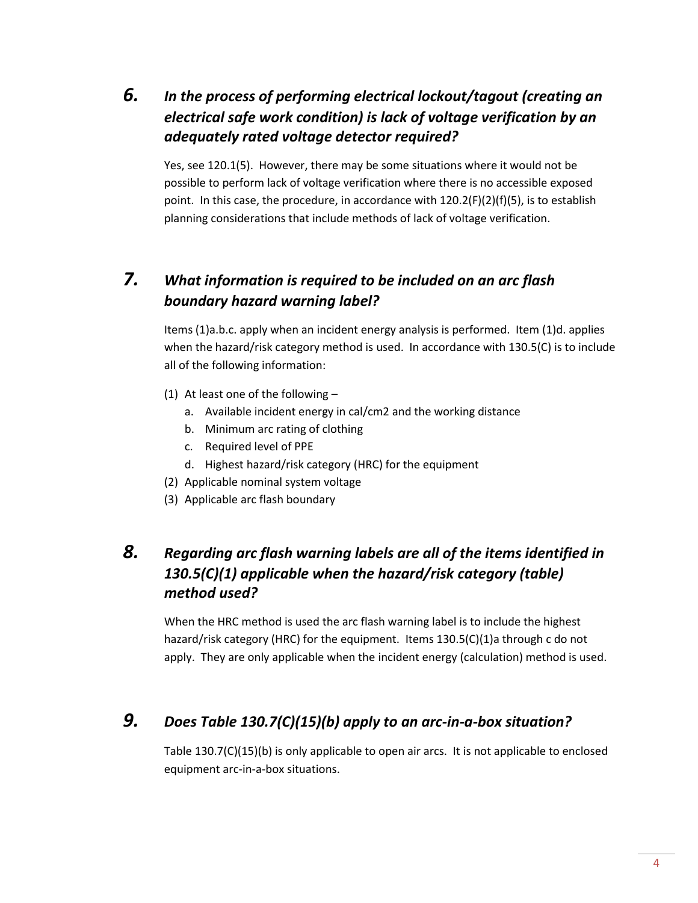## *6. In the process of performing electrical lockout/tagout (creating an electrical safe work condition) is lack of voltage verification by an adequately rated voltage detector required?*

Yes, see 120.1(5). However, there may be some situations where it would not be possible to perform lack of voltage verification where there is no accessible exposed point. In this case, the procedure, in accordance with 120.2(F)(2)(f)(5), is to establish planning considerations that include methods of lack of voltage verification.

## *7. What information is required to be included on an arc flash boundary hazard warning label?*

Items (1)a.b.c. apply when an incident energy analysis is performed. Item (1)d. applies when the hazard/risk category method is used. In accordance with 130.5(C) is to include all of the following information:

(1) At least one of the following –
  a. Available incident energy in cal/cm2 and the working distance
  b. Minimum arc rating of clothing
  c. Required level of PPE
  d. Highest hazard/risk category (HRC) for the equipment
(2) Applicable nominal system voltage
(3) Applicable arc flash boundary

## *8. Regarding arc flash warning labels are all of the items identified in 130.5(C)(1) applicable when the hazard/risk category (table) method used?*

When the HRC method is used the arc flash warning label is to include the highest hazard/risk category (HRC) for the equipment. Items 130.5(C)(1)a through c do not apply. They are only applicable when the incident energy (calculation) method is used.

## *9. Does Table 130.7(C)(15)(b) apply to an arc-in-a-box situation?*

Table 130.7(C)(15)(b) is only applicable to open air arcs. It is not applicable to enclosed equipment arc-in-a-box situations.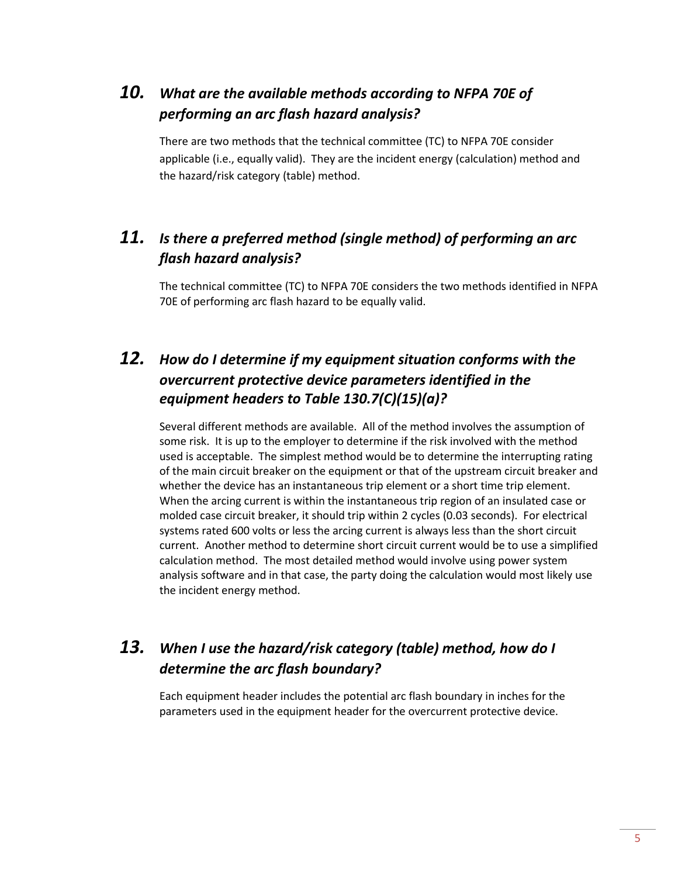## *10. What are the available methods according to NFPA 70E of performing an arc flash hazard analysis?*

There are two methods that the technical committee (TC) to NFPA 70E consider applicable (i.e., equally valid). They are the incident energy (calculation) method and the hazard/risk category (table) method.

## *11. Is there a preferred method (single method) of performing an arc flash hazard analysis?*

The technical committee (TC) to NFPA 70E considers the two methods identified in NFPA 70E of performing arc flash hazard to be equally valid.

## *12. How do I determine if my equipment situation conforms with the overcurrent protective device parameters identified in the equipment headers to Table 130.7(C)(15)(a)?*

Several different methods are available. All of the method involves the assumption of some risk. It is up to the employer to determine if the risk involved with the method used is acceptable. The simplest method would be to determine the interrupting rating of the main circuit breaker on the equipment or that of the upstream circuit breaker and whether the device has an instantaneous trip element or a short time trip element. When the arcing current is within the instantaneous trip region of an insulated case or molded case circuit breaker, it should trip within 2 cycles (0.03 seconds). For electrical systems rated 600 volts or less the arcing current is always less than the short circuit current. Another method to determine short circuit current would be to use a simplified calculation method. The most detailed method would involve using power system analysis software and in that case, the party doing the calculation would most likely use the incident energy method.

## *13. When I use the hazard/risk category (table) method, how do I determine the arc flash boundary?*

Each equipment header includes the potential arc flash boundary in inches for the parameters used in the equipment header for the overcurrent protective device.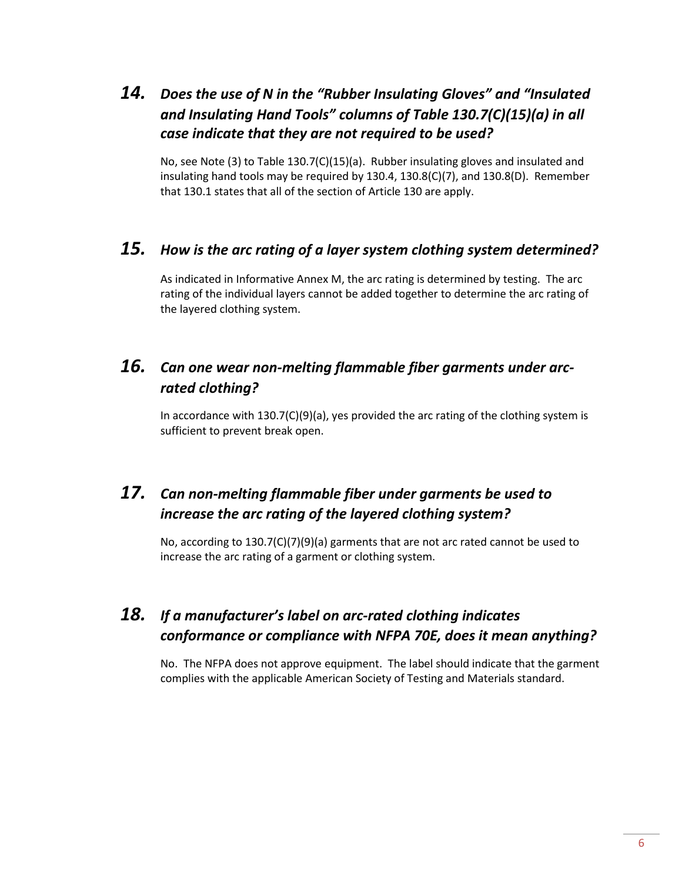## *14. Does the use of N in the "Rubber Insulating Gloves" and "Insulated and Insulating Hand Tools" columns of Table 130.7(C)(15)(a) in all case indicate that they are not required to be used?*

No, see Note (3) to Table 130.7(C)(15)(a). Rubber insulating gloves and insulated and insulating hand tools may be required by 130.4, 130.8(C)(7), and 130.8(D). Remember that 130.1 states that all of the section of Article 130 are apply.

## *15. How is the arc rating of a layer system clothing system determined?*

As indicated in Informative Annex M, the arc rating is determined by testing. The arc rating of the individual layers cannot be added together to determine the arc rating of the layered clothing system.

## *16. Can one wear non-melting flammable fiber garments under arc-rated clothing?*

In accordance with 130.7(C)(9)(a), yes provided the arc rating of the clothing system is sufficient to prevent break open.

## *17. Can non-melting flammable fiber under garments be used to increase the arc rating of the layered clothing system?*

No, according to 130.7(C)(7)(9)(a) garments that are not arc rated cannot be used to increase the arc rating of a garment or clothing system.

## *18. If a manufacturer's label on arc-rated clothing indicates conformance or compliance with NFPA 70E, does it mean anything?*

No. The NFPA does not approve equipment. The label should indicate that the garment complies with the applicable American Society of Testing and Materials standard.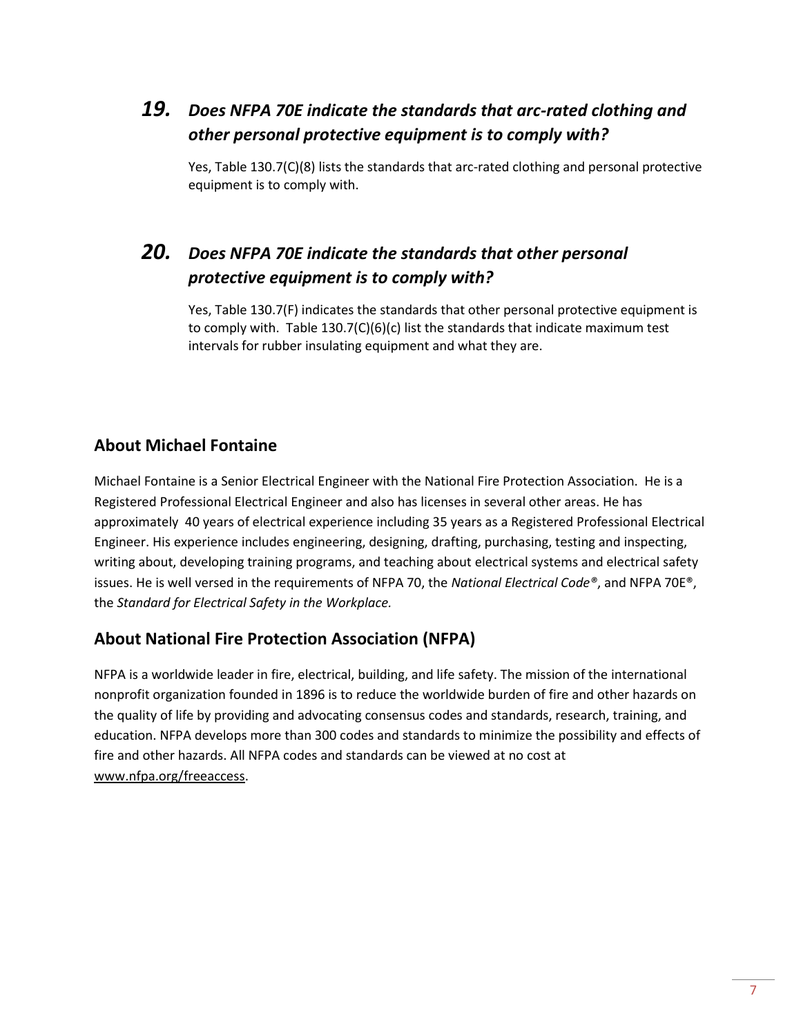## *19. Does NFPA 70E indicate the standards that arc-rated clothing and other personal protective equipment is to comply with?*

Yes, Table 130.7(C)(8) lists the standards that arc-rated clothing and personal protective equipment is to comply with.

## *20. Does NFPA 70E indicate the standards that other personal protective equipment is to comply with?*

Yes, Table 130.7(F) indicates the standards that other personal protective equipment is to comply with. Table 130.7(C)(6)(c) list the standards that indicate maximum test intervals for rubber insulating equipment and what they are.

## About Michael Fontaine

Michael Fontaine is a Senior Electrical Engineer with the National Fire Protection Association. He is a Registered Professional Electrical Engineer and also has licenses in several other areas. He has approximately 40 years of electrical experience including 35 years as a Registered Professional Electrical Engineer. His experience includes engineering, designing, drafting, purchasing, testing and inspecting, writing about, developing training programs, and teaching about electrical systems and electrical safety issues. He is well versed in the requirements of NFPA 70, the *National Electrical Code®*, and NFPA 70E®, the *Standard for Electrical Safety in the Workplace.*

## About National Fire Protection Association (NFPA)

NFPA is a worldwide leader in fire, electrical, building, and life safety. The mission of the international nonprofit organization founded in 1896 is to reduce the worldwide burden of fire and other hazards on the quality of life by providing and advocating consensus codes and standards, research, training, and education. NFPA develops more than 300 codes and standards to minimize the possibility and effects of fire and other hazards. All NFPA codes and standards can be viewed at no cost at www.nfpa.org/freeaccess.